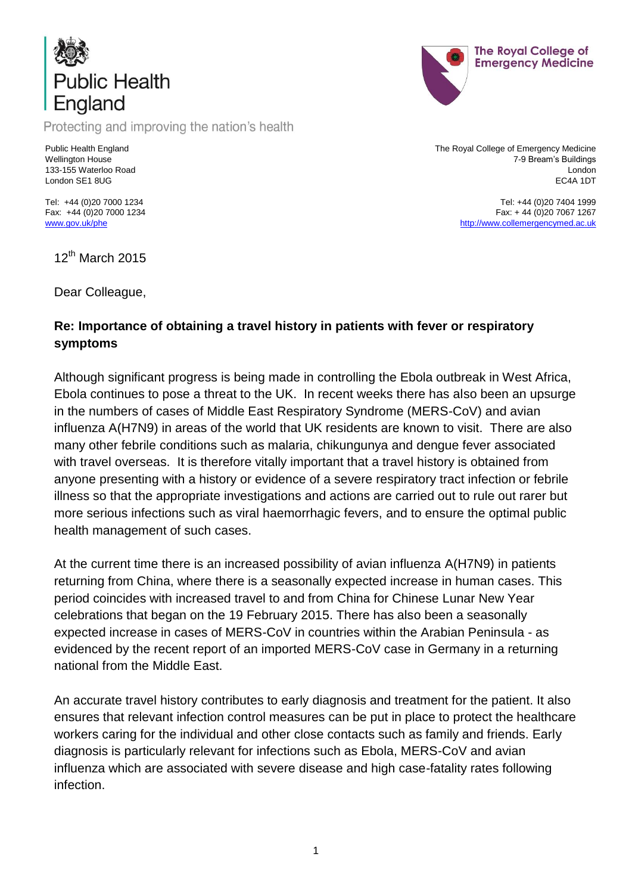Public Health England

Protecting and improving the nation's health

The Royal College of Emergency Medicine

Public Health England
Wellington House
133-155 Waterloo Road
London SE1 8UG

Tel: +44 (0)20 7000 1234
Fax: +44 (0)20 7000 1234
www.gov.uk/phe

The Royal College of Emergency Medicine
7-9 Bream's Buildings
London
EC4A 1DT

Tel: +44 (0)20 7404 1999
Fax: + 44 (0)20 7067 1267
http://www.collemergencymed.ac.uk

12th March 2015

Dear Colleague,

**Re: Importance of obtaining a travel history in patients with fever or respiratory symptoms**

Although significant progress is being made in controlling the Ebola outbreak in West Africa, Ebola continues to pose a threat to the UK. In recent weeks there has also been an upsurge in the numbers of cases of Middle East Respiratory Syndrome (MERS-CoV) and avian influenza A(H7N9) in areas of the world that UK residents are known to visit. There are also many other febrile conditions such as malaria, chikungunya and dengue fever associated with travel overseas. It is therefore vitally important that a travel history is obtained from anyone presenting with a history or evidence of a severe respiratory tract infection or febrile illness so that the appropriate investigations and actions are carried out to rule out rarer but more serious infections such as viral haemorrhagic fevers, and to ensure the optimal public health management of such cases.

At the current time there is an increased possibility of avian influenza A(H7N9) in patients returning from China, where there is a seasonally expected increase in human cases. This period coincides with increased travel to and from China for Chinese Lunar New Year celebrations that began on the 19 February 2015. There has also been a seasonally expected increase in cases of MERS-CoV in countries within the Arabian Peninsula - as evidenced by the recent report of an imported MERS-CoV case in Germany in a returning national from the Middle East.

An accurate travel history contributes to early diagnosis and treatment for the patient. It also ensures that relevant infection control measures can be put in place to protect the healthcare workers caring for the individual and other close contacts such as family and friends. Early diagnosis is particularly relevant for infections such as Ebola, MERS-CoV and avian influenza which are associated with severe disease and high case-fatality rates following infection.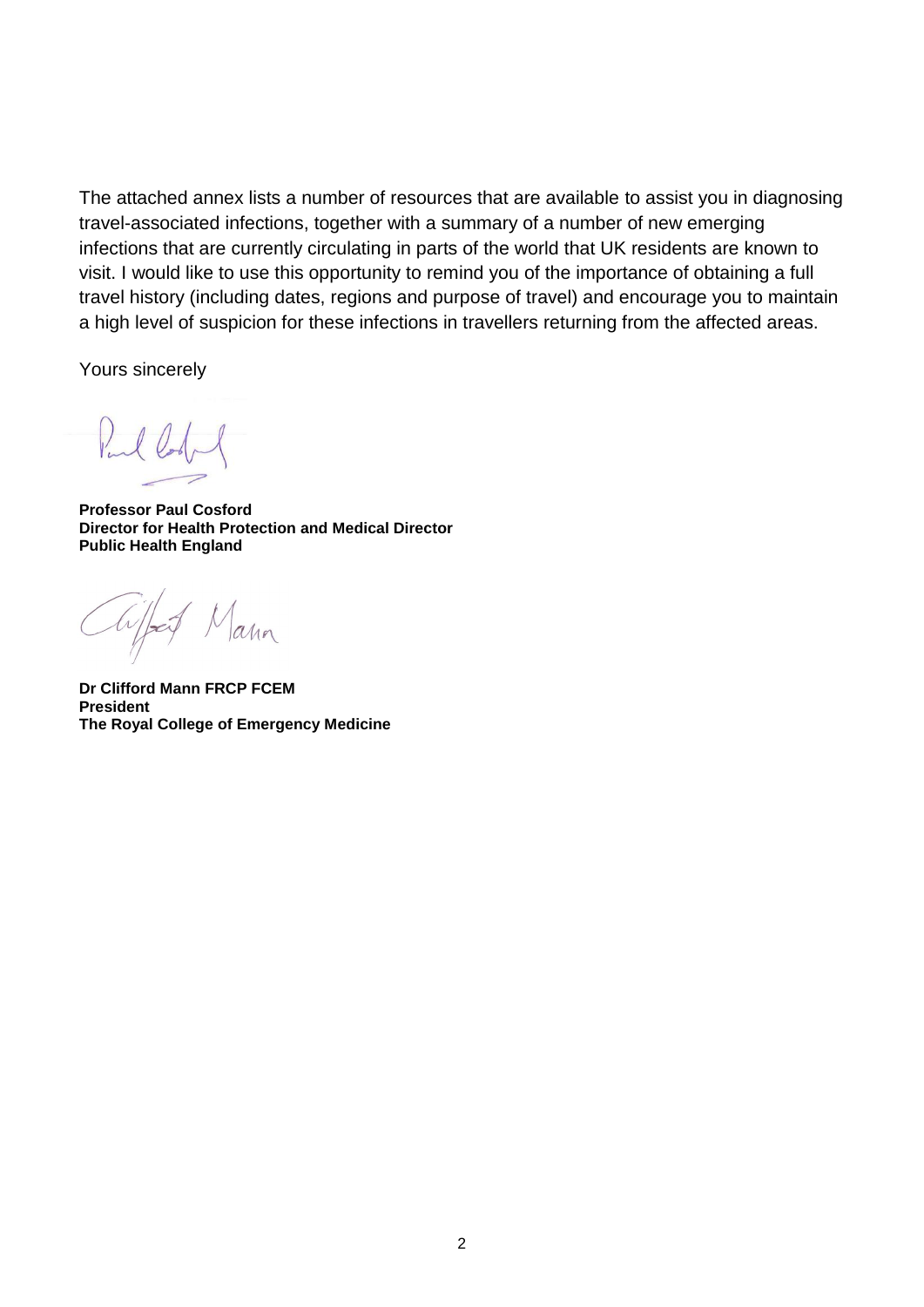The attached annex lists a number of resources that are available to assist you in diagnosing travel-associated infections, together with a summary of a number of new emerging infections that are currently circulating in parts of the world that UK residents are known to visit. I would like to use this opportunity to remind you of the importance of obtaining a full travel history (including dates, regions and purpose of travel) and encourage you to maintain a high level of suspicion for these infections in travellers returning from the affected areas.

Yours sincerely

**Professor Paul Cosford**
**Director for Health Protection and Medical Director**
**Public Health England**

**Dr Clifford Mann FRCP FCEM**
**President**
**The Royal College of Emergency Medicine**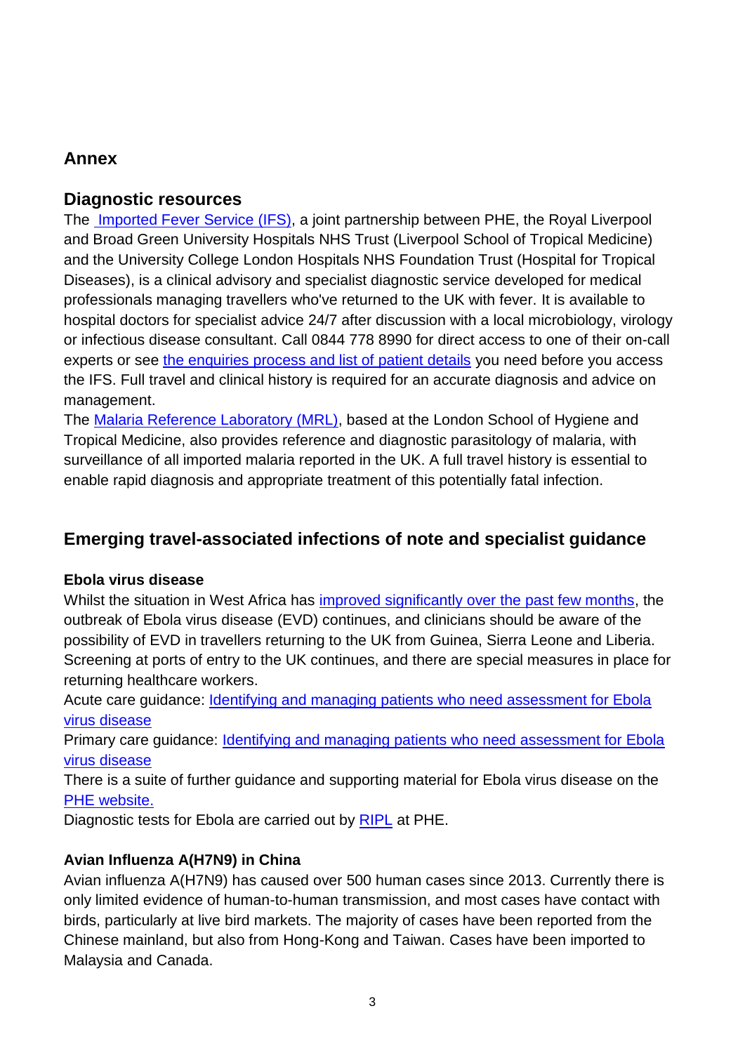## Annex

## Diagnostic resources

The Imported Fever Service (IFS), a joint partnership between PHE, the Royal Liverpool and Broad Green University Hospitals NHS Trust (Liverpool School of Tropical Medicine) and the University College London Hospitals NHS Foundation Trust (Hospital for Tropical Diseases), is a clinical advisory and specialist diagnostic service developed for medical professionals managing travellers who've returned to the UK with fever. It is available to hospital doctors for specialist advice 24/7 after discussion with a local microbiology, virology or infectious disease consultant. Call 0844 778 8990 for direct access to one of their on-call experts or see the enquiries process and list of patient details you need before you access the IFS. Full travel and clinical history is required for an accurate diagnosis and advice on management.

The Malaria Reference Laboratory (MRL), based at the London School of Hygiene and Tropical Medicine, also provides reference and diagnostic parasitology of malaria, with surveillance of all imported malaria reported in the UK. A full travel history is essential to enable rapid diagnosis and appropriate treatment of this potentially fatal infection.

## Emerging travel-associated infections of note and specialist guidance

### Ebola virus disease

Whilst the situation in West Africa has improved significantly over the past few months, the outbreak of Ebola virus disease (EVD) continues, and clinicians should be aware of the possibility of EVD in travellers returning to the UK from Guinea, Sierra Leone and Liberia. Screening at ports of entry to the UK continues, and there are special measures in place for returning healthcare workers.

Acute care guidance: Identifying and managing patients who need assessment for Ebola virus disease

Primary care guidance: Identifying and managing patients who need assessment for Ebola virus disease

There is a suite of further guidance and supporting material for Ebola virus disease on the PHE website.

Diagnostic tests for Ebola are carried out by RIPL at PHE.

### Avian Influenza A(H7N9) in China

Avian influenza A(H7N9) has caused over 500 human cases since 2013. Currently there is only limited evidence of human-to-human transmission, and most cases have contact with birds, particularly at live bird markets. The majority of cases have been reported from the Chinese mainland, but also from Hong-Kong and Taiwan. Cases have been imported to Malaysia and Canada.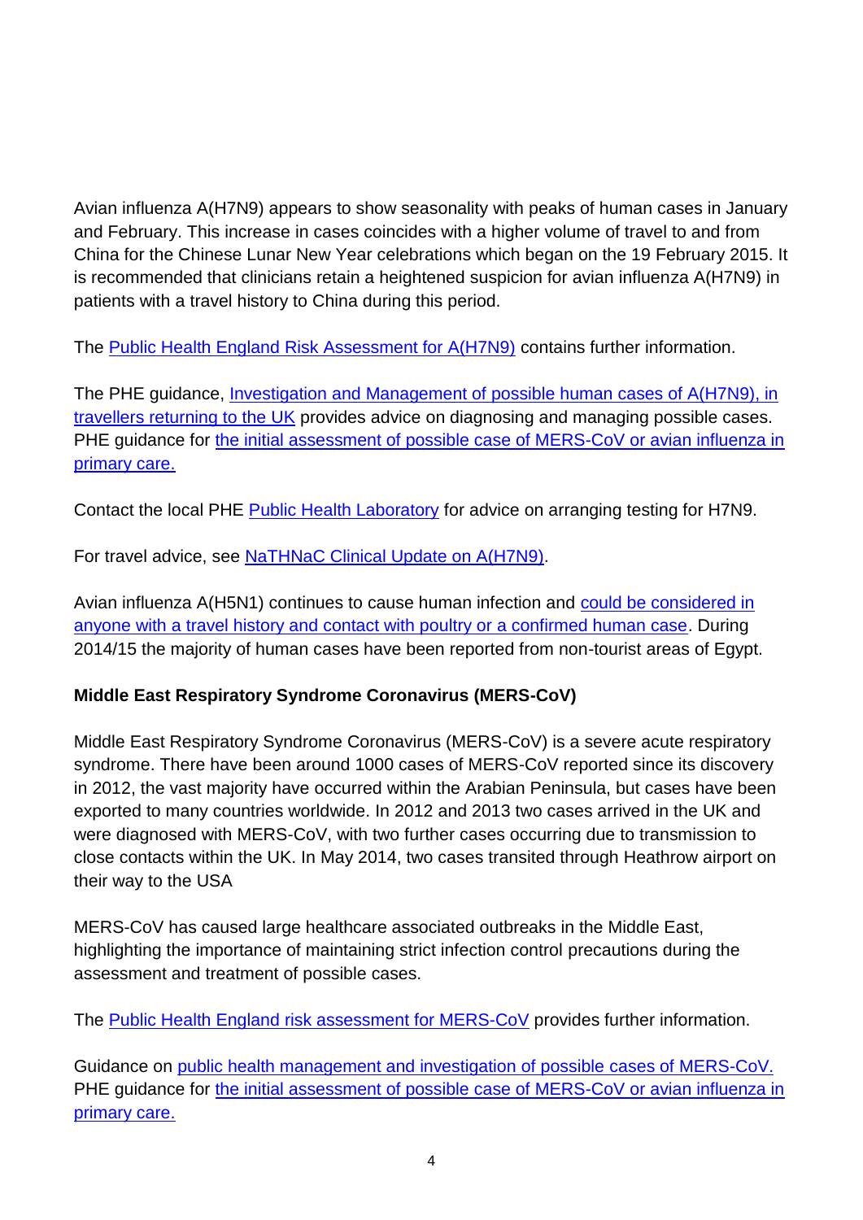Avian influenza A(H7N9) appears to show seasonality with peaks of human cases in January and February. This increase in cases coincides with a higher volume of travel to and from China for the Chinese Lunar New Year celebrations which began on the 19 February 2015. It is recommended that clinicians retain a heightened suspicion for avian influenza A(H7N9) in patients with a travel history to China during this period.

The Public Health England Risk Assessment for A(H7N9) contains further information.

The PHE guidance, Investigation and Management of possible human cases of A(H7N9), in travellers returning to the UK provides advice on diagnosing and managing possible cases. PHE guidance for the initial assessment of possible case of MERS-CoV or avian influenza in primary care.

Contact the local PHE Public Health Laboratory for advice on arranging testing for H7N9.

For travel advice, see NaTHNaC Clinical Update on A(H7N9).

Avian influenza A(H5N1) continues to cause human infection and could be considered in anyone with a travel history and contact with poultry or a confirmed human case. During 2014/15 the majority of human cases have been reported from non-tourist areas of Egypt.

**Middle East Respiratory Syndrome Coronavirus (MERS-CoV)**

Middle East Respiratory Syndrome Coronavirus (MERS-CoV) is a severe acute respiratory syndrome. There have been around 1000 cases of MERS-CoV reported since its discovery in 2012, the vast majority have occurred within the Arabian Peninsula, but cases have been exported to many countries worldwide. In 2012 and 2013 two cases arrived in the UK and were diagnosed with MERS-CoV, with two further cases occurring due to transmission to close contacts within the UK. In May 2014, two cases transited through Heathrow airport on their way to the USA

MERS-CoV has caused large healthcare associated outbreaks in the Middle East, highlighting the importance of maintaining strict infection control precautions during the assessment and treatment of possible cases.

The Public Health England risk assessment for MERS-CoV provides further information.

Guidance on public health management and investigation of possible cases of MERS-CoV. PHE guidance for the initial assessment of possible case of MERS-CoV or avian influenza in primary care.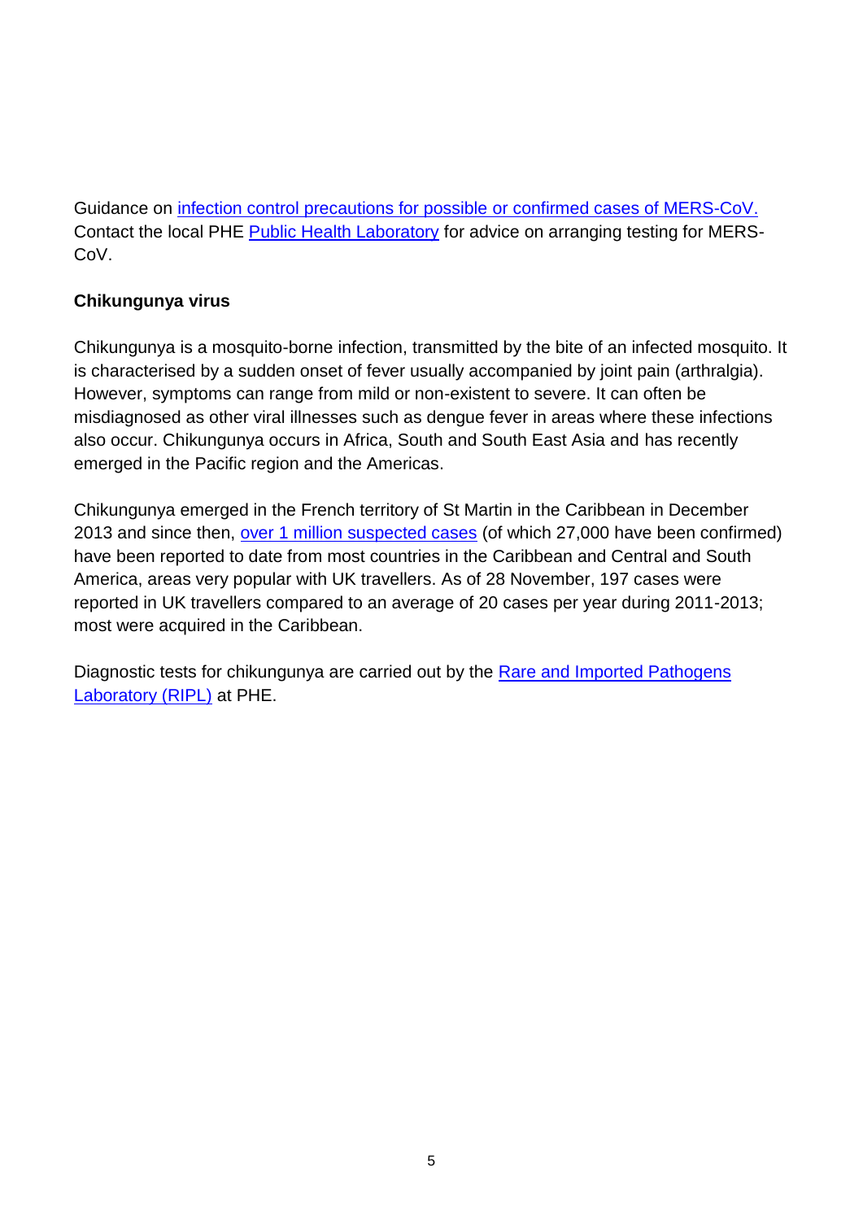Guidance on infection control precautions for possible or confirmed cases of MERS-CoV. Contact the local PHE Public Health Laboratory for advice on arranging testing for MERS-CoV.

**Chikungunya virus**

Chikungunya is a mosquito-borne infection, transmitted by the bite of an infected mosquito. It is characterised by a sudden onset of fever usually accompanied by joint pain (arthralgia). However, symptoms can range from mild or non-existent to severe. It can often be misdiagnosed as other viral illnesses such as dengue fever in areas where these infections also occur. Chikungunya occurs in Africa, South and South East Asia and has recently emerged in the Pacific region and the Americas.

Chikungunya emerged in the French territory of St Martin in the Caribbean in December 2013 and since then, over 1 million suspected cases (of which 27,000 have been confirmed) have been reported to date from most countries in the Caribbean and Central and South America, areas very popular with UK travellers. As of 28 November, 197 cases were reported in UK travellers compared to an average of 20 cases per year during 2011-2013; most were acquired in the Caribbean.

Diagnostic tests for chikungunya are carried out by the Rare and Imported Pathogens Laboratory (RIPL) at PHE.